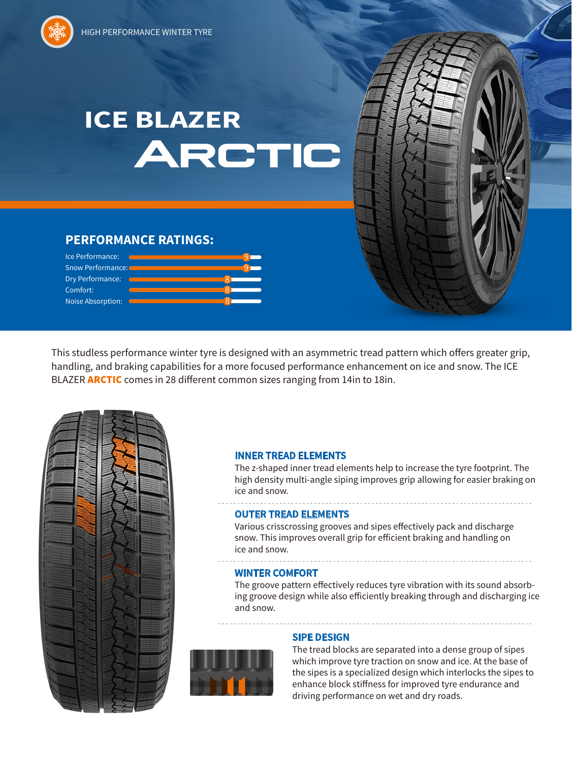HIGH PERFORMANCE WINTER TYRE

# ICE BLAZER ARCTIC

## PERFORMANCE RATINGS:

| Rating | Score |
| --- | --- |
| Ice Performance: | 9 |
| Snow Performance: | 9 |
| Dry Performance: | 8 |
| Comfort: | 8 |
| Noise Absorption: | 8 |

This studless performance winter tyre is designed with an asymmetric tread pattern which offers greater grip, handling, and braking capabilities for a more focused performance enhancement on ice and snow. The ICE BLAZER **ARCTIC** comes in 28 different common sizes ranging from 14in to 18in.

### INNER TREAD ELEMENTS

The z-shaped inner tread elements help to increase the tyre footprint. The high density multi-angle siping improves grip allowing for easier braking on ice and snow.

### OUTER TREAD ELEMENTS

Various crisscrossing grooves and sipes effectively pack and discharge snow. This improves overall grip for efficient braking and handling on ice and snow.

### WINTER COMFORT

The groove pattern effectively reduces tyre vibration with its sound absorbing groove design while also efficiently breaking through and discharging ice and snow.

### SIPE DESIGN

The tread blocks are separated into a dense group of sipes which improve tyre traction on snow and ice. At the base of the sipes is a specialized design which interlocks the sipes to enhance block stiffness for improved tyre endurance and driving performance on wet and dry roads.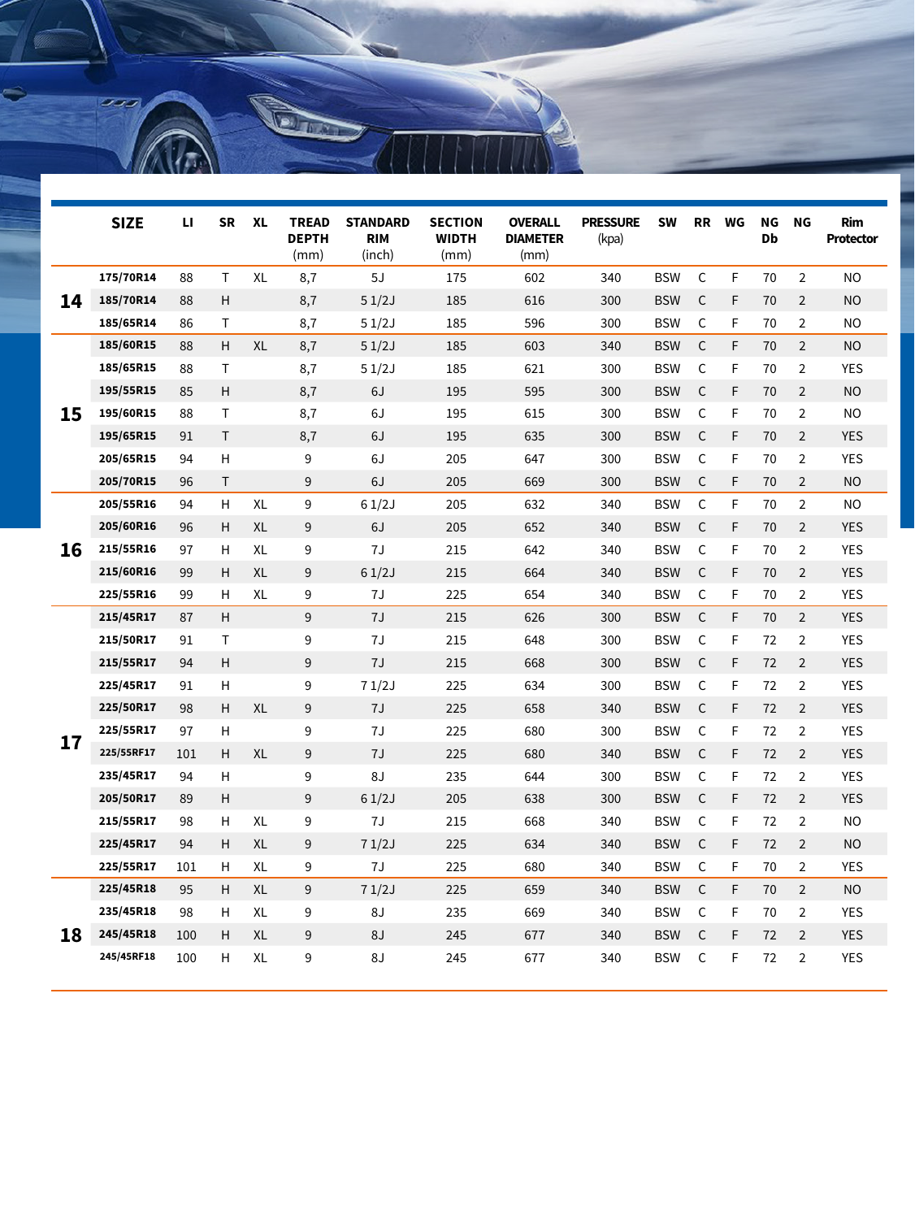| | SIZE | LI | SR | XL | TREAD DEPTH (mm) | STANDARD RIM (inch) | SECTION WIDTH (mm) | OVERALL DIAMETER (mm) | PRESSURE (kpa) | SW | RR | WG | NG Db | NG | Rim Protector |
|---|---|---|---|---|---|---|---|---|---|---|---|---|---|---|---|
| 14 | 175/70R14 | 88 | T | XL | 8,7 | 5J | 175 | 602 | 340 | BSW | C | F | 70 | 2 | NO |
| | 185/70R14 | 88 | H | | 8,7 | 5 1/2J | 185 | 616 | 300 | BSW | C | F | 70 | 2 | NO |
| | 185/65R14 | 86 | T | | 8,7 | 5 1/2J | 185 | 596 | 300 | BSW | C | F | 70 | 2 | NO |
| 15 | 185/60R15 | 88 | H | XL | 8,7 | 5 1/2J | 185 | 603 | 340 | BSW | C | F | 70 | 2 | NO |
| | 185/65R15 | 88 | T | | 8,7 | 5 1/2J | 185 | 621 | 300 | BSW | C | F | 70 | 2 | YES |
| | 195/55R15 | 85 | H | | 8,7 | 6J | 195 | 595 | 300 | BSW | C | F | 70 | 2 | NO |
| | 195/60R15 | 88 | T | | 8,7 | 6J | 195 | 615 | 300 | BSW | C | F | 70 | 2 | NO |
| | 195/65R15 | 91 | T | | 8,7 | 6J | 195 | 635 | 300 | BSW | C | F | 70 | 2 | YES |
| | 205/65R15 | 94 | H | | 9 | 6J | 205 | 647 | 300 | BSW | C | F | 70 | 2 | YES |
| | 205/70R15 | 96 | T | | 9 | 6J | 205 | 669 | 300 | BSW | C | F | 70 | 2 | NO |
| 16 | 205/55R16 | 94 | H | XL | 9 | 6 1/2J | 205 | 632 | 340 | BSW | C | F | 70 | 2 | NO |
| | 205/60R16 | 96 | H | XL | 9 | 6J | 205 | 652 | 340 | BSW | C | F | 70 | 2 | YES |
| | 215/55R16 | 97 | H | XL | 9 | 7J | 215 | 642 | 340 | BSW | C | F | 70 | 2 | YES |
| | 215/60R16 | 99 | H | XL | 9 | 6 1/2J | 215 | 664 | 340 | BSW | C | F | 70 | 2 | YES |
| | 225/55R16 | 99 | H | XL | 9 | 7J | 225 | 654 | 340 | BSW | C | F | 70 | 2 | YES |
| 17 | 215/45R17 | 87 | H | | 9 | 7J | 215 | 626 | 300 | BSW | C | F | 70 | 2 | YES |
| | 215/50R17 | 91 | T | | 9 | 7J | 215 | 648 | 300 | BSW | C | F | 72 | 2 | YES |
| | 215/55R17 | 94 | H | | 9 | 7J | 215 | 668 | 300 | BSW | C | F | 72 | 2 | YES |
| | 225/45R17 | 91 | H | | 9 | 7 1/2J | 225 | 634 | 300 | BSW | C | F | 72 | 2 | YES |
| | 225/50R17 | 98 | H | XL | 9 | 7J | 225 | 658 | 340 | BSW | C | F | 72 | 2 | YES |
| | 225/55R17 | 97 | H | | 9 | 7J | 225 | 680 | 300 | BSW | C | F | 72 | 2 | YES |
| | 225/55RF17 | 101 | H | XL | 9 | 7J | 225 | 680 | 340 | BSW | C | F | 72 | 2 | YES |
| | 235/45R17 | 94 | H | | 9 | 8J | 235 | 644 | 300 | BSW | C | F | 72 | 2 | YES |
| | 205/50R17 | 89 | H | | 9 | 6 1/2J | 205 | 638 | 300 | BSW | C | F | 72 | 2 | YES |
| | 215/55R17 | 98 | H | XL | 9 | 7J | 215 | 668 | 340 | BSW | C | F | 72 | 2 | NO |
| | 225/45R17 | 94 | H | XL | 9 | 7 1/2J | 225 | 634 | 340 | BSW | C | F | 72 | 2 | NO |
| | 225/55R17 | 101 | H | XL | 9 | 7J | 225 | 680 | 340 | BSW | C | F | 70 | 2 | YES |
| 18 | 225/45R18 | 95 | H | XL | 9 | 7 1/2J | 225 | 659 | 340 | BSW | C | F | 70 | 2 | NO |
| | 235/45R18 | 98 | H | XL | 9 | 8J | 235 | 669 | 340 | BSW | C | F | 70 | 2 | YES |
| | 245/45R18 | 100 | H | XL | 9 | 8J | 245 | 677 | 340 | BSW | C | F | 72 | 2 | YES |
| | 245/45RF18 | 100 | H | XL | 9 | 8J | 245 | 677 | 340 | BSW | C | F | 72 | 2 | YES |